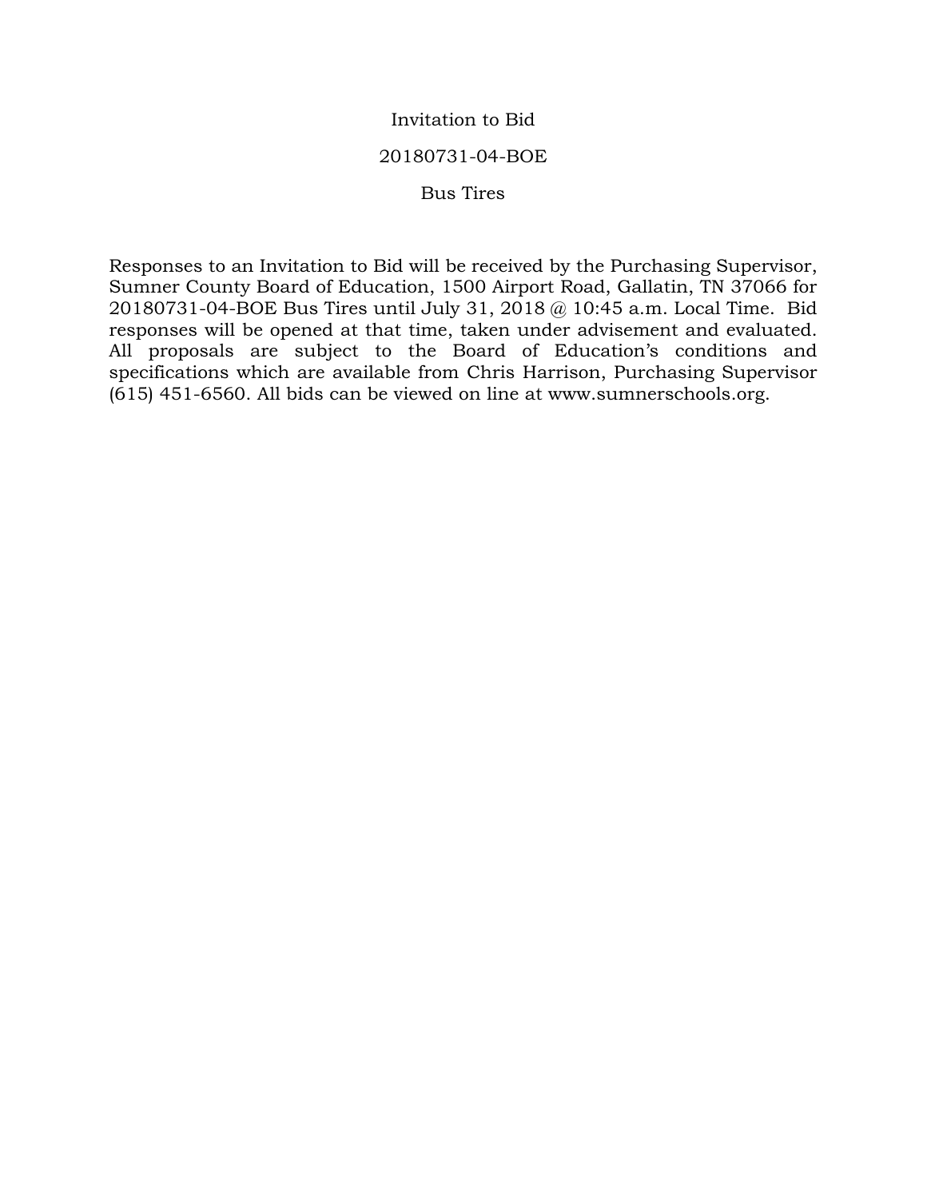# Invitation to Bid

## 20180731-04-BOE

## Bus Tires

Responses to an Invitation to Bid will be received by the Purchasing Supervisor, Sumner County Board of Education, 1500 Airport Road, Gallatin, TN 37066 for 20180731-04-BOE Bus Tires until July 31, 2018 @ 10:45 a.m. Local Time. Bid responses will be opened at that time, taken under advisement and evaluated. All proposals are subject to the Board of Education's conditions and specifications which are available from Chris Harrison, Purchasing Supervisor (615) 451-6560. All bids can be viewed on line at www.sumnerschools.org.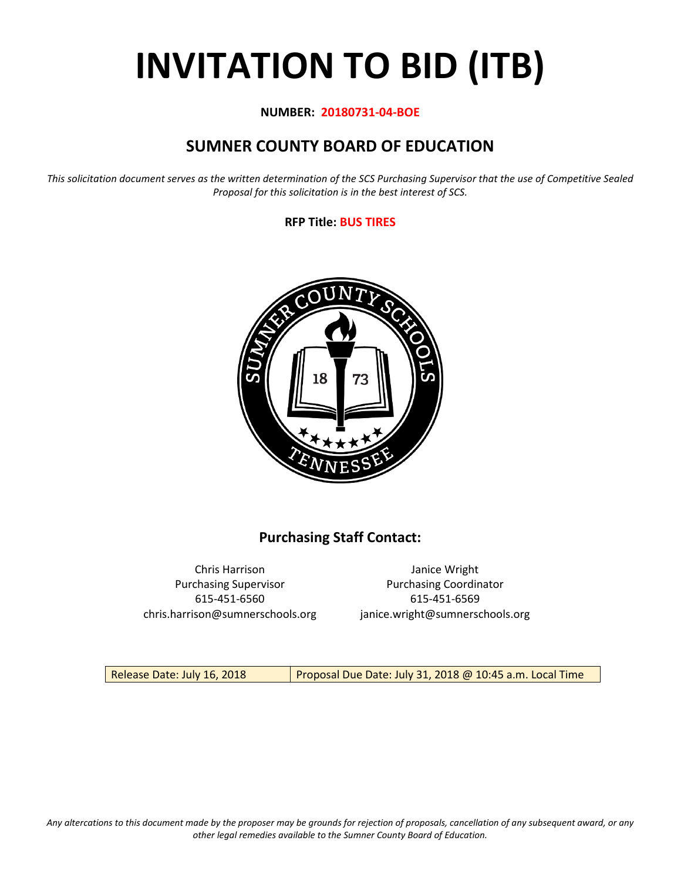# INVITATION TO BID (ITB)

**NUMBER: 20180731-04-BOE**

## SUMNER COUNTY BOARD OF EDUCATION

*This solicitation document serves as the written determination of the SCS Purchasing Supervisor that the use of Competitive Sealed Proposal for this solicitation is in the best interest of SCS.*

**RFP Title: BUS TIRES**

### Purchasing Staff Contact:

Chris Harrison
Purchasing Supervisor
615-451-6560
chris.harrison@sumnerschools.org

Janice Wright
Purchasing Coordinator
615-451-6569
janice.wright@sumnerschools.org

| Release Date: July 16, 2018 | Proposal Due Date: July 31, 2018 @ 10:45 a.m. Local Time |
|---|---|

*Any altercations to this document made by the proposer may be grounds for rejection of proposals, cancellation of any subsequent award, or any other legal remedies available to the Sumner County Board of Education.*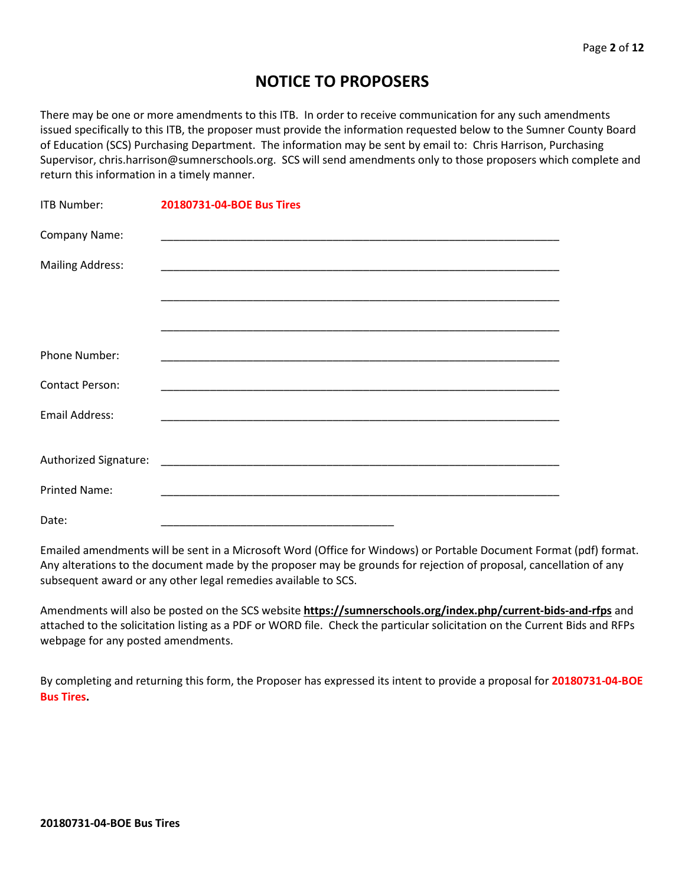# NOTICE TO PROPOSERS

There may be one or more amendments to this ITB. In order to receive communication for any such amendments issued specifically to this ITB, the proposer must provide the information requested below to the Sumner County Board of Education (SCS) Purchasing Department. The information may be sent by email to: Chris Harrison, Purchasing Supervisor, chris.harrison@sumnerschools.org. SCS will send amendments only to those proposers which complete and return this information in a timely manner.

ITB Number: **20180731-04-BOE Bus Tires**

Company Name: ____________________________________________________________________

Mailing Address: ____________________________________________________________________

____________________________________________________________________

____________________________________________________________________

Phone Number: ____________________________________________________________________

Contact Person: ____________________________________________________________________

Email Address: ____________________________________________________________________

Authorized Signature: ____________________________________________________________________

Printed Name: ____________________________________________________________________

Date: ________________________________________

Emailed amendments will be sent in a Microsoft Word (Office for Windows) or Portable Document Format (pdf) format. Any alterations to the document made by the proposer may be grounds for rejection of proposal, cancellation of any subsequent award or any other legal remedies available to SCS.

Amendments will also be posted on the SCS website **https://sumnerschools.org/index.php/current-bids-and-rfps** and attached to the solicitation listing as a PDF or WORD file. Check the particular solicitation on the Current Bids and RFPs webpage for any posted amendments.

By completing and returning this form, the Proposer has expressed its intent to provide a proposal for **20180731-04-BOE Bus Tires.**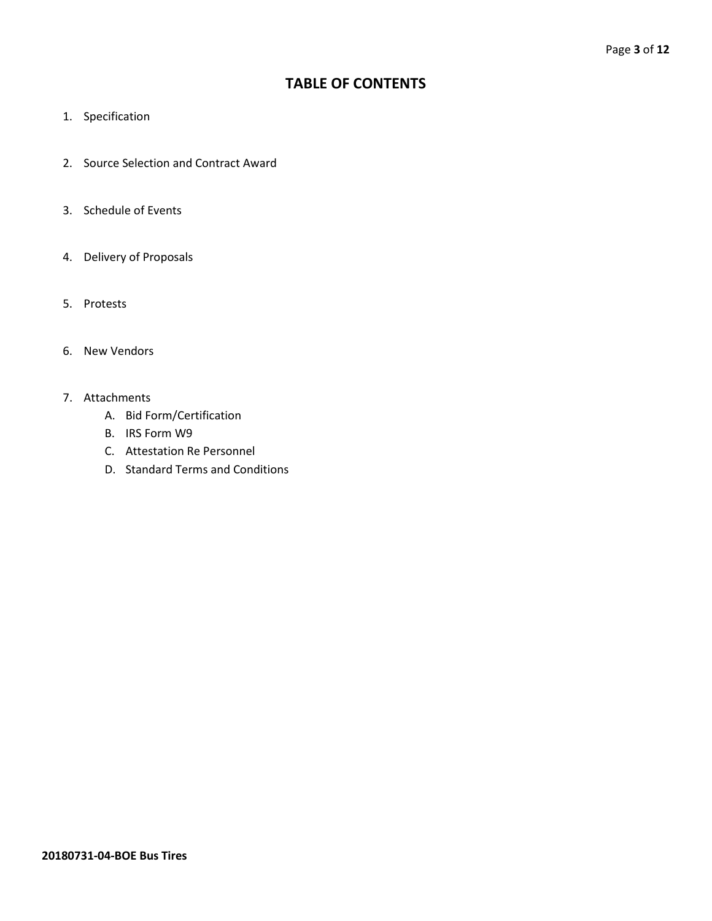# TABLE OF CONTENTS

1. Specification
2. Source Selection and Contract Award
3. Schedule of Events
4. Delivery of Proposals
5. Protests
6. New Vendors
7. Attachments
   A. Bid Form/Certification
   B. IRS Form W9
   C. Attestation Re Personnel
   D. Standard Terms and Conditions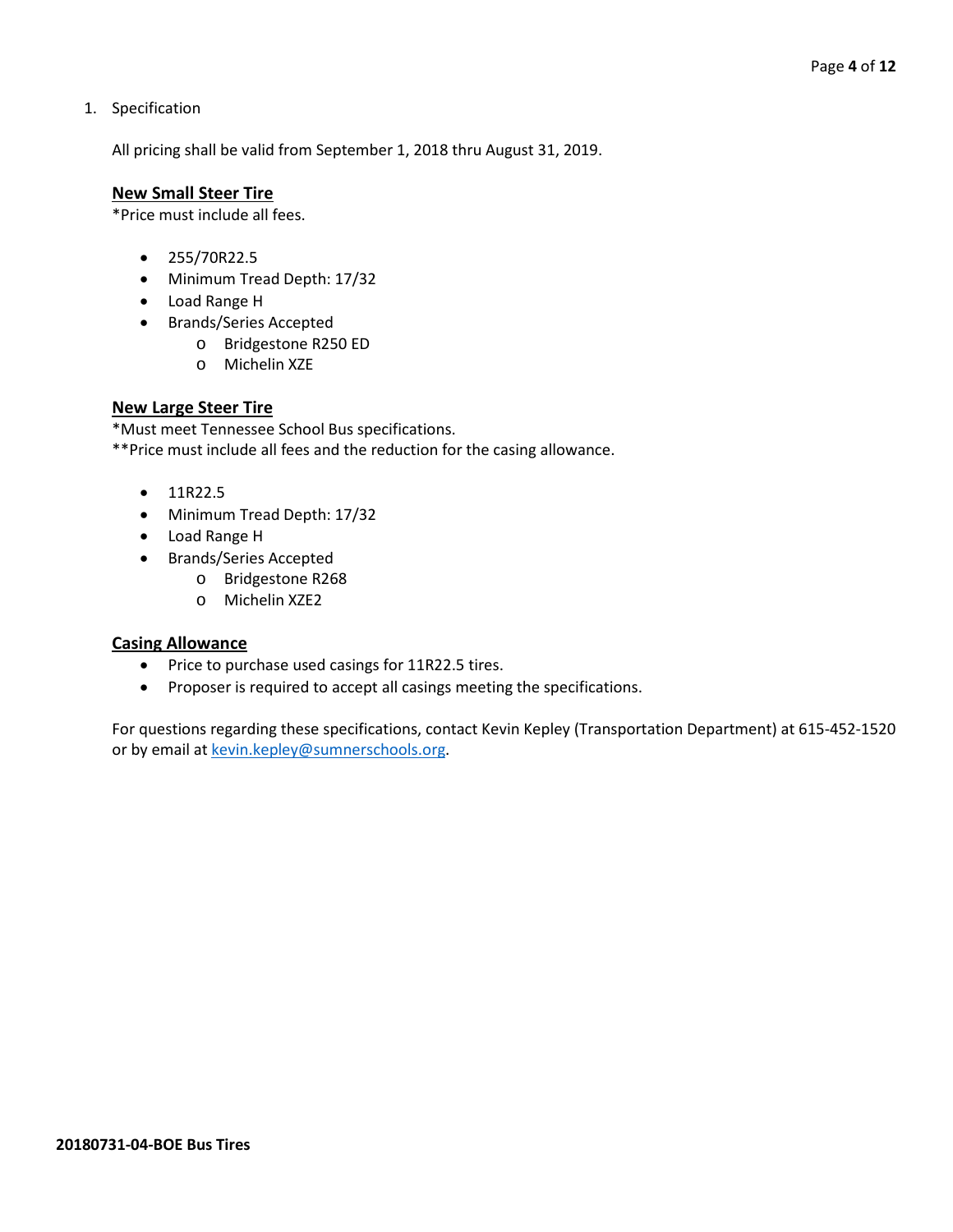1. Specification

All pricing shall be valid from September 1, 2018 thru August 31, 2019.

**New Small Steer Tire**
*Price must include all fees.

- 255/70R22.5
- Minimum Tread Depth: 17/32
- Load Range H
- Brands/Series Accepted
    - Bridgestone R250 ED
    - Michelin XZE

**New Large Steer Tire**
*Must meet Tennessee School Bus specifications.
**Price must include all fees and the reduction for the casing allowance.

- 11R22.5
- Minimum Tread Depth: 17/32
- Load Range H
- Brands/Series Accepted
    - Bridgestone R268
    - Michelin XZE2

**Casing Allowance**

- Price to purchase used casings for 11R22.5 tires.
- Proposer is required to accept all casings meeting the specifications.

For questions regarding these specifications, contact Kevin Kepley (Transportation Department) at 615-452-1520 or by email at kevin.kepley@sumnerschools.org.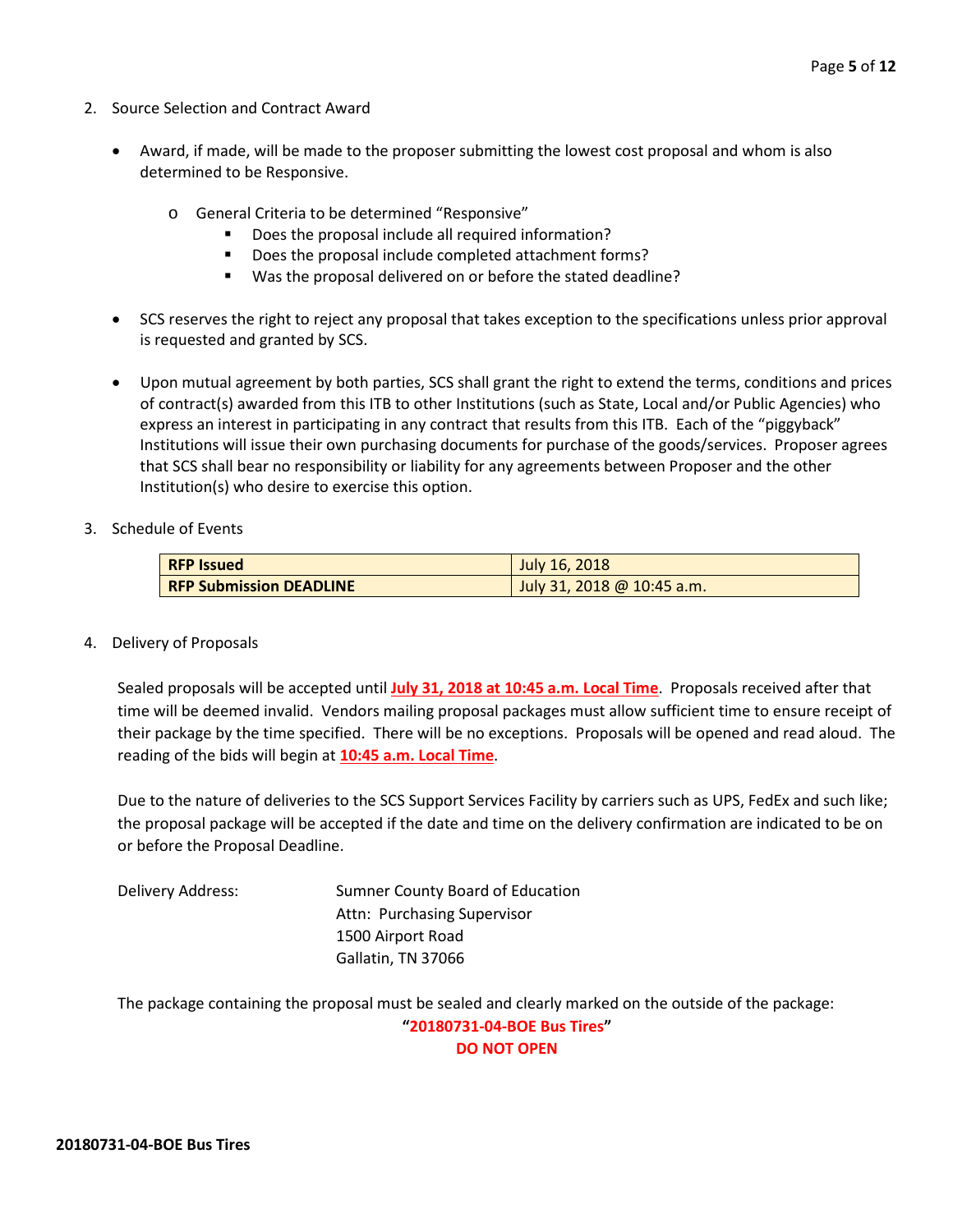2. Source Selection and Contract Award

- Award, if made, will be made to the proposer submitting the lowest cost proposal and whom is also determined to be Responsive.

    - General Criteria to be determined "Responsive"
        - Does the proposal include all required information?
        - Does the proposal include completed attachment forms?
        - Was the proposal delivered on or before the stated deadline?

- SCS reserves the right to reject any proposal that takes exception to the specifications unless prior approval is requested and granted by SCS.

- Upon mutual agreement by both parties, SCS shall grant the right to extend the terms, conditions and prices of contract(s) awarded from this ITB to other Institutions (such as State, Local and/or Public Agencies) who express an interest in participating in any contract that results from this ITB. Each of the "piggyback" Institutions will issue their own purchasing documents for purchase of the goods/services. Proposer agrees that SCS shall bear no responsibility or liability for any agreements between Proposer and the other Institution(s) who desire to exercise this option.

3. Schedule of Events

| **RFP Issued** | July 16, 2018 |
| --- | --- |
| **RFP Submission DEADLINE** | July 31, 2018 @ 10:45 a.m. |

4. Delivery of Proposals

Sealed proposals will be accepted until **July 31, 2018 at 10:45 a.m. Local Time**. Proposals received after that time will be deemed invalid. Vendors mailing proposal packages must allow sufficient time to ensure receipt of their package by the time specified. There will be no exceptions. Proposals will be opened and read aloud. The reading of the bids will begin at **10:45 a.m. Local Time**.

Due to the nature of deliveries to the SCS Support Services Facility by carriers such as UPS, FedEx and such like; the proposal package will be accepted if the date and time on the delivery confirmation are indicated to be on or before the Proposal Deadline.

Delivery Address: Sumner County Board of Education
Attn: Purchasing Supervisor
1500 Airport Road
Gallatin, TN 37066

The package containing the proposal must be sealed and clearly marked on the outside of the package:

**"20180731-04-BOE Bus Tires"**
**DO NOT OPEN**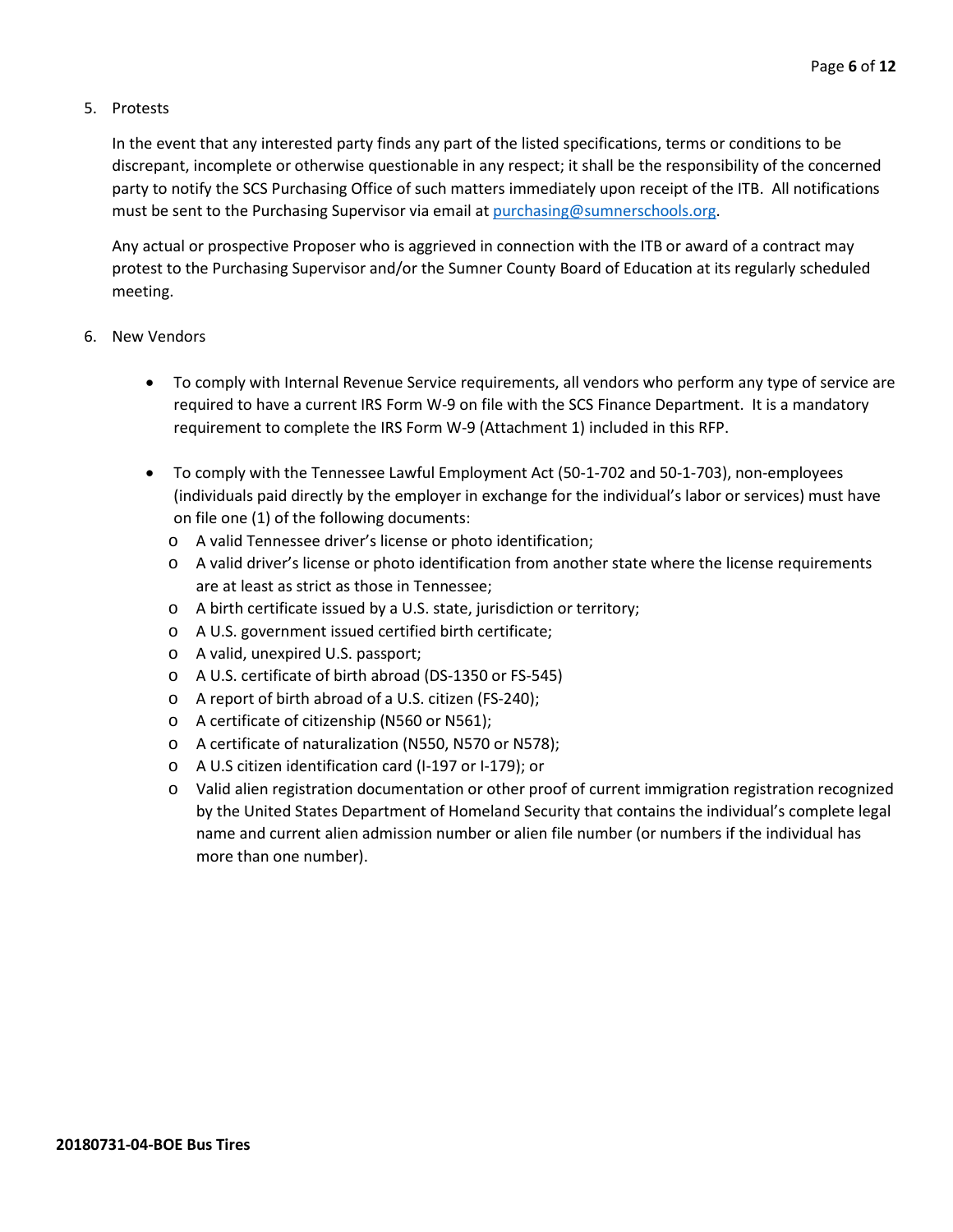5. Protests

   In the event that any interested party finds any part of the listed specifications, terms or conditions to be discrepant, incomplete or otherwise questionable in any respect; it shall be the responsibility of the concerned party to notify the SCS Purchasing Office of such matters immediately upon receipt of the ITB. All notifications must be sent to the Purchasing Supervisor via email at [purchasing@sumnerschools.org](mailto:purchasing@sumnerschools.org).

   Any actual or prospective Proposer who is aggrieved in connection with the ITB or award of a contract may protest to the Purchasing Supervisor and/or the Sumner County Board of Education at its regularly scheduled meeting.

6. New Vendors

   - To comply with Internal Revenue Service requirements, all vendors who perform any type of service are required to have a current IRS Form W-9 on file with the SCS Finance Department. It is a mandatory requirement to complete the IRS Form W-9 (Attachment 1) included in this RFP.

   - To comply with the Tennessee Lawful Employment Act (50-1-702 and 50-1-703), non-employees (individuals paid directly by the employer in exchange for the individual's labor or services) must have on file one (1) of the following documents:
     - A valid Tennessee driver's license or photo identification;
     - A valid driver's license or photo identification from another state where the license requirements are at least as strict as those in Tennessee;
     - A birth certificate issued by a U.S. state, jurisdiction or territory;
     - A U.S. government issued certified birth certificate;
     - A valid, unexpired U.S. passport;
     - A U.S. certificate of birth abroad (DS-1350 or FS-545)
     - A report of birth abroad of a U.S. citizen (FS-240);
     - A certificate of citizenship (N560 or N561);
     - A certificate of naturalization (N550, N570 or N578);
     - A U.S citizen identification card (I-197 or I-179); or
     - Valid alien registration documentation or other proof of current immigration registration recognized by the United States Department of Homeland Security that contains the individual's complete legal name and current alien admission number or alien file number (or numbers if the individual has more than one number).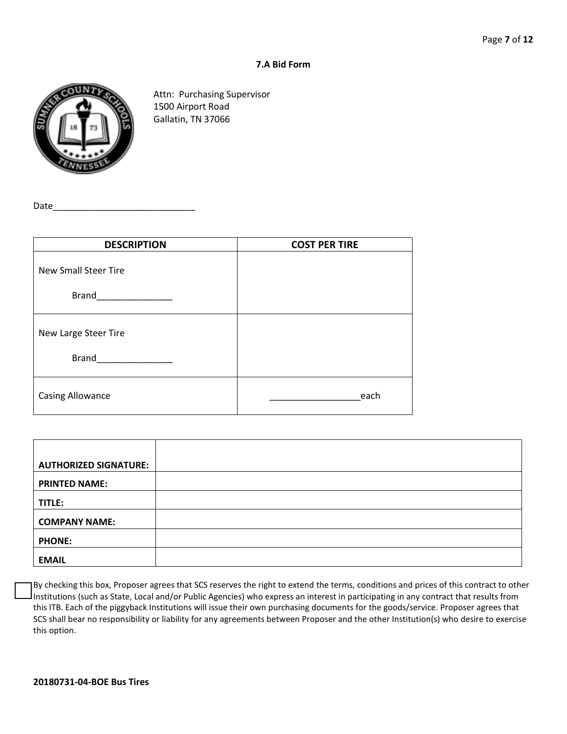## 7.A Bid Form

Attn: Purchasing Supervisor
1500 Airport Road
Gallatin, TN 37066

Date_____________________________

| DESCRIPTION | COST PER TIRE |
|---|---|
| New Small Steer Tire<br><br>Brand_______________ | |
| New Large Steer Tire<br><br>Brand_______________ | |
| Casing Allowance | __________________each |

| | |
|---|---|
| **AUTHORIZED SIGNATURE:** | |
| **PRINTED NAME:** | |
| **TITLE:** | |
| **COMPANY NAME:** | |
| **PHONE:** | |
| **EMAIL** | |

☐ By checking this box, Proposer agrees that SCS reserves the right to extend the terms, conditions and prices of this contract to other Institutions (such as State, Local and/or Public Agencies) who express an interest in participating in any contract that results from this ITB. Each of the piggyback Institutions will issue their own purchasing documents for the goods/service. Proposer agrees that SCS shall bear no responsibility or liability for any agreements between Proposer and the other Institution(s) who desire to exercise this option.

**20180731-04-BOE Bus Tires**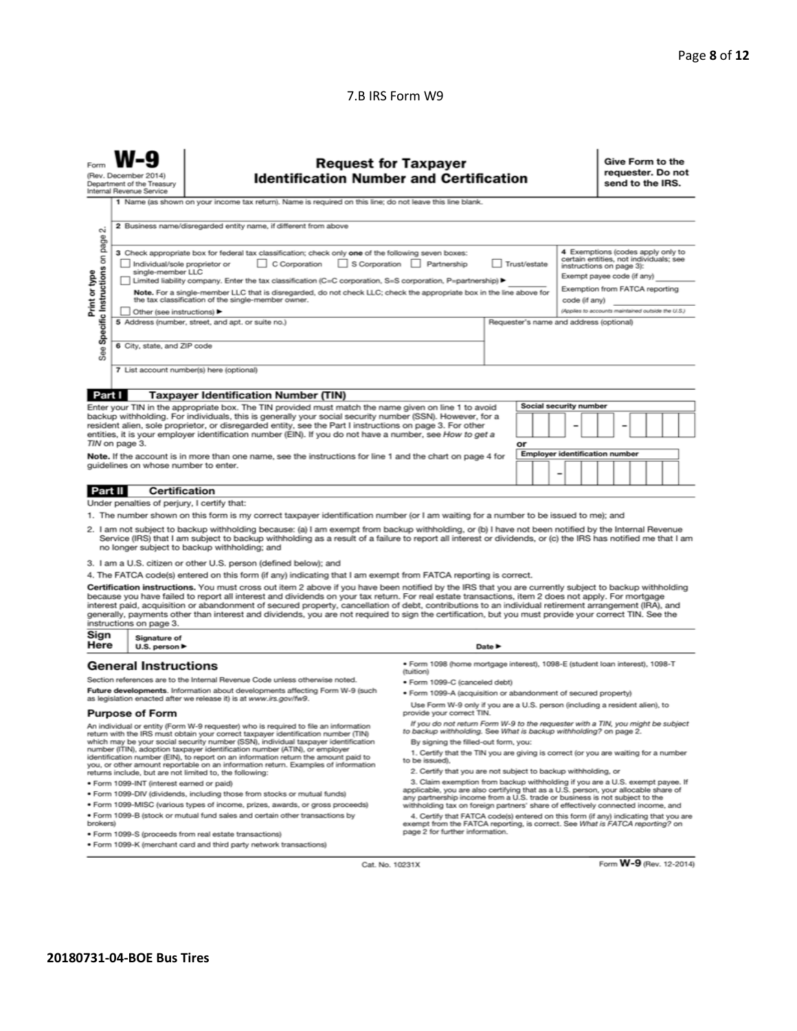## 7.B IRS Form W9

Form **W-9**
(Rev. December 2014)
Department of the Treasury
Internal Revenue Service

# Request for Taxpayer Identification Number and Certification

**Give Form to the requester. Do not send to the IRS.**

Print or type
See **Specific Instructions** on page 2.

1 Name (as shown on your income tax return). Name is required on this line; do not leave this line blank.

2 Business name/disregarded entity name, if different from above

3 Check appropriate box for federal tax classification; check only **one** of the following seven boxes:
☐ Individual/sole proprietor or single-member LLC ☐ C Corporation ☐ S Corporation ☐ Partnership ☐ Trust/estate
☐ Limited liability company. Enter the tax classification (C=C corporation, S=S corporation, P=partnership) ▶ ________
**Note.** For a single-member LLC that is disregarded, do not check LLC; check the appropriate box in the line above for the tax classification of the single-member owner.
☐ Other (see instructions) ▶

4 Exemptions (codes apply only to certain entities, not individuals; see instructions on page 3):
Exempt payee code (if any) ________
Exemption from FATCA reporting code (if any) ________
*(Applies to accounts maintained outside the U.S.)*

5 Address (number, street, and apt. or suite no.)

Requester's name and address (optional)

6 City, state, and ZIP code

7 List account number(s) here (optional)

## Part I Taxpayer Identification Number (TIN)

Enter your TIN in the appropriate box. The TIN provided must match the name given on line 1 to avoid backup withholding. For individuals, this is generally your social security number (SSN). However, for a resident alien, sole proprietor, or disregarded entity, see the Part I instructions on page 3. For other entities, it is your employer identification number (EIN). If you do not have a number, see *How to get a TIN* on page 3.

**Note.** If the account is in more than one name, see the instructions for line 1 and the chart on page 4 for guidelines on whose number to enter.

**Social security number**
☐☐☐ – ☐☐ – ☐☐☐☐

**or**

**Employer identification number**
☐☐ – ☐☐☐☐☐☐☐

## Part II Certification

Under penalties of perjury, I certify that:

1. The number shown on this form is my correct taxpayer identification number (or I am waiting for a number to be issued to me); and
2. I am not subject to backup withholding because: (a) I am exempt from backup withholding, or (b) I have not been notified by the Internal Revenue Service (IRS) that I am subject to backup withholding as a result of a failure to report all interest or dividends, or (c) the IRS has notified me that I am no longer subject to backup withholding; and
3. I am a U.S. citizen or other U.S. person (defined below); and
4. The FATCA code(s) entered on this form (if any) indicating that I am exempt from FATCA reporting is correct.

**Certification instructions.** You must cross out item 2 above if you have been notified by the IRS that you are currently subject to backup withholding because you have failed to report all interest and dividends on your tax return. For real estate transactions, item 2 does not apply. For mortgage interest paid, acquisition or abandonment of secured property, cancellation of debt, contributions to an individual retirement arrangement (IRA), and generally, payments other than interest and dividends, you are not required to sign the certification, but you must provide your correct TIN. See the instructions on page 3.

**Sign Here** Signature of U.S. person ▶ Date ▶

## General Instructions

Section references are to the Internal Revenue Code unless otherwise noted.

**Future developments.** Information about developments affecting Form W-9 (such as legislation enacted after we release it) is at www.irs.gov/fw9.

### Purpose of Form

An individual or entity (Form W-9 requester) who is required to file an information return with the IRS must obtain your correct taxpayer identification number (TIN) which may be your social security number (SSN), individual taxpayer identification number (ITIN), adoption taxpayer identification number (ATIN), or employer identification number (EIN), to report on an information return the amount paid to you, or other amount reportable on an information return. Examples of information returns include, but are not limited to, the following:

- Form 1099-INT (interest earned or paid)
- Form 1099-DIV (dividends, including those from stocks or mutual funds)
- Form 1099-MISC (various types of income, prizes, awards, or gross proceeds)
- Form 1099-B (stock or mutual fund sales and certain other transactions by brokers)
- Form 1099-S (proceeds from real estate transactions)
- Form 1099-K (merchant card and third party network transactions)
- Form 1098 (home mortgage interest), 1098-E (student loan interest), 1098-T (tuition)
- Form 1099-C (canceled debt)
- Form 1099-A (acquisition or abandonment of secured property)

Use Form W-9 only if you are a U.S. person (including a resident alien), to provide your correct TIN.

*If you do not return Form W-9 to the requester with a TIN, you might be subject to backup withholding. See What is backup withholding? on page 2.*

By signing the filled-out form, you:

1. Certify that the TIN you are giving is correct (or you are waiting for a number to be issued),
2. Certify that you are not subject to backup withholding, or
3. Claim exemption from backup withholding if you are a U.S. exempt payee. If applicable, you are also certifying that as a U.S. person, your allocable share of any partnership income from a U.S. trade or business is not subject to the withholding tax on foreign partners' share of effectively connected income, and
4. Certify that FATCA code(s) entered on this form (if any) indicating that you are exempt from the FATCA reporting, is correct. See *What is FATCA reporting?* on page 2 for further information.

Cat. No. 10231X Form **W-9** (Rev. 12-2014)

**20180731-04-BOE Bus Tires**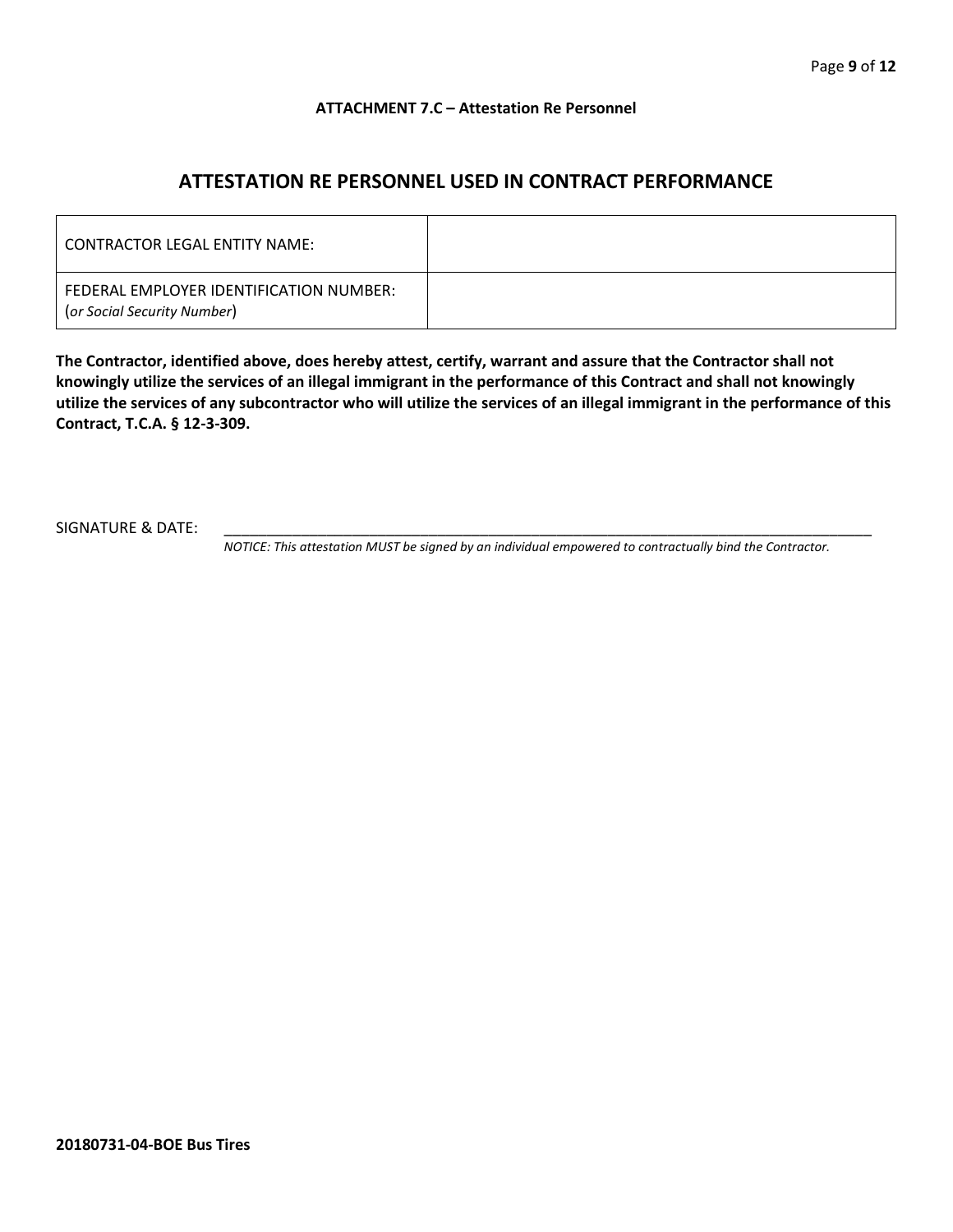**ATTACHMENT 7.C – Attestation Re Personnel**

## ATTESTATION RE PERSONNEL USED IN CONTRACT PERFORMANCE

| CONTRACTOR LEGAL ENTITY NAME: | |
|---|---|
| FEDERAL EMPLOYER IDENTIFICATION NUMBER: (*or Social Security Number*) | |

**The Contractor, identified above, does hereby attest, certify, warrant and assure that the Contractor shall not knowingly utilize the services of an illegal immigrant in the performance of this Contract and shall not knowingly utilize the services of any subcontractor who will utilize the services of an illegal immigrant in the performance of this Contract, T.C.A. § 12-3-309.**

SIGNATURE & DATE: ______________________________________________________________________________

*NOTICE: This attestation MUST be signed by an individual empowered to contractually bind the Contractor.*

**20180731-04-BOE Bus Tires**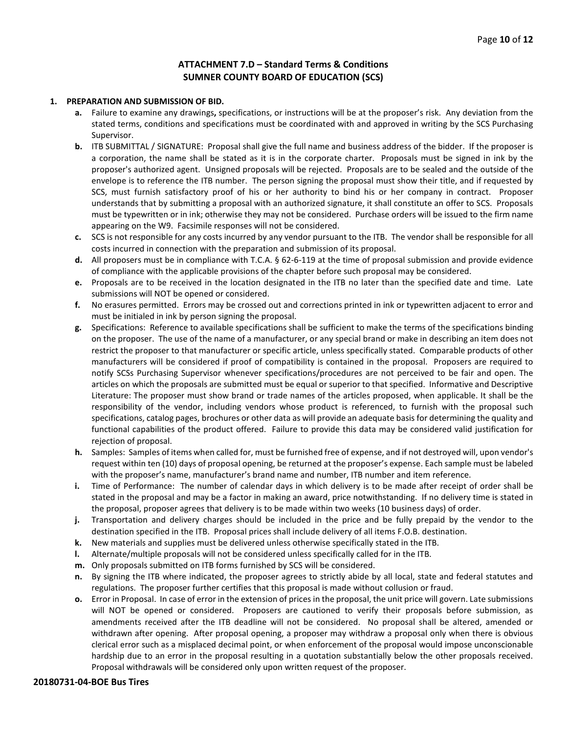## ATTACHMENT 7.D – Standard Terms & Conditions
## SUMNER COUNTY BOARD OF EDUCATION (SCS)

**1. PREPARATION AND SUBMISSION OF BID.**

- **a.** Failure to examine any drawings**,** specifications, or instructions will be at the proposer's risk. Any deviation from the stated terms, conditions and specifications must be coordinated with and approved in writing by the SCS Purchasing Supervisor.
- **b.** ITB SUBMITTAL / SIGNATURE: Proposal shall give the full name and business address of the bidder. If the proposer is a corporation, the name shall be stated as it is in the corporate charter. Proposals must be signed in ink by the proposer's authorized agent. Unsigned proposals will be rejected. Proposals are to be sealed and the outside of the envelope is to reference the ITB number. The person signing the proposal must show their title, and if requested by SCS, must furnish satisfactory proof of his or her authority to bind his or her company in contract. Proposer understands that by submitting a proposal with an authorized signature, it shall constitute an offer to SCS. Proposals must be typewritten or in ink; otherwise they may not be considered. Purchase orders will be issued to the firm name appearing on the W9. Facsimile responses will not be considered.
- **c.** SCS is not responsible for any costs incurred by any vendor pursuant to the ITB. The vendor shall be responsible for all costs incurred in connection with the preparation and submission of its proposal.
- **d.** All proposers must be in compliance with T.C.A. § 62-6-119 at the time of proposal submission and provide evidence of compliance with the applicable provisions of the chapter before such proposal may be considered.
- **e.** Proposals are to be received in the location designated in the ITB no later than the specified date and time. Late submissions will NOT be opened or considered.
- **f.** No erasures permitted. Errors may be crossed out and corrections printed in ink or typewritten adjacent to error and must be initialed in ink by person signing the proposal.
- **g.** Specifications: Reference to available specifications shall be sufficient to make the terms of the specifications binding on the proposer. The use of the name of a manufacturer, or any special brand or make in describing an item does not restrict the proposer to that manufacturer or specific article, unless specifically stated. Comparable products of other manufacturers will be considered if proof of compatibility is contained in the proposal. Proposers are required to notify SCSs Purchasing Supervisor whenever specifications/procedures are not perceived to be fair and open. The articles on which the proposals are submitted must be equal or superior to that specified. Informative and Descriptive Literature: The proposer must show brand or trade names of the articles proposed, when applicable. It shall be the responsibility of the vendor, including vendors whose product is referenced, to furnish with the proposal such specifications, catalog pages, brochures or other data as will provide an adequate basis for determining the quality and functional capabilities of the product offered. Failure to provide this data may be considered valid justification for rejection of proposal.
- **h.** Samples: Samples of items when called for, must be furnished free of expense, and if not destroyed will, upon vendor's request within ten (10) days of proposal opening, be returned at the proposer's expense. Each sample must be labeled with the proposer's name, manufacturer's brand name and number, ITB number and item reference.
- **i.** Time of Performance: The number of calendar days in which delivery is to be made after receipt of order shall be stated in the proposal and may be a factor in making an award, price notwithstanding. If no delivery time is stated in the proposal, proposer agrees that delivery is to be made within two weeks (10 business days) of order.
- **j.** Transportation and delivery charges should be included in the price and be fully prepaid by the vendor to the destination specified in the ITB. Proposal prices shall include delivery of all items F.O.B. destination.
- **k.** New materials and supplies must be delivered unless otherwise specifically stated in the ITB.
- **l.** Alternate/multiple proposals will not be considered unless specifically called for in the ITB.
- **m.** Only proposals submitted on ITB forms furnished by SCS will be considered.
- **n.** By signing the ITB where indicated, the proposer agrees to strictly abide by all local, state and federal statutes and regulations. The proposer further certifies that this proposal is made without collusion or fraud.
- **o.** Error in Proposal. In case of error in the extension of prices in the proposal, the unit price will govern. Late submissions will NOT be opened or considered. Proposers are cautioned to verify their proposals before submission, as amendments received after the ITB deadline will not be considered. No proposal shall be altered, amended or withdrawn after opening. After proposal opening, a proposer may withdraw a proposal only when there is obvious clerical error such as a misplaced decimal point, or when enforcement of the proposal would impose unconscionable hardship due to an error in the proposal resulting in a quotation substantially below the other proposals received. Proposal withdrawals will be considered only upon written request of the proposer.

**20180731-04-BOE Bus Tires**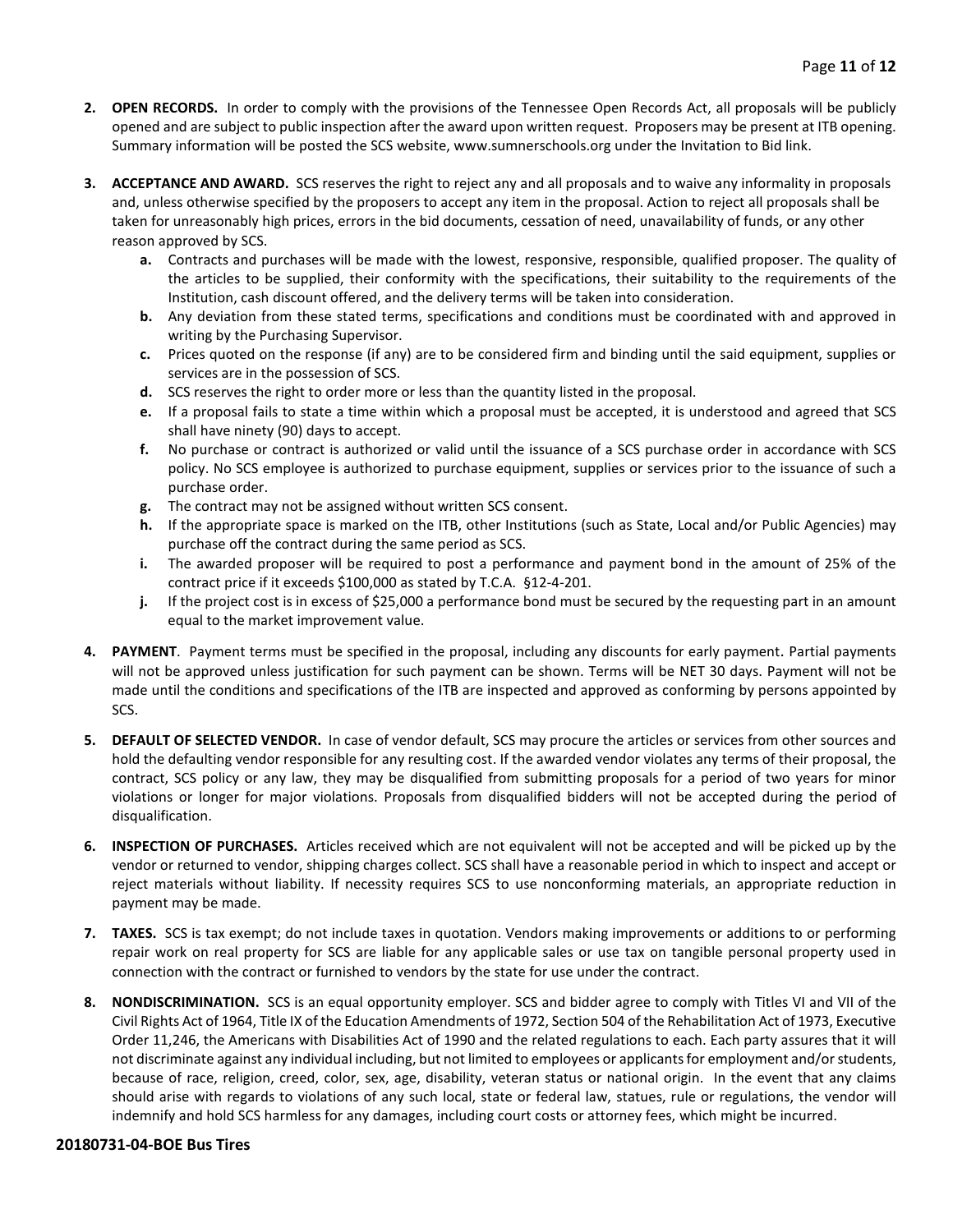2. **OPEN RECORDS.** In order to comply with the provisions of the Tennessee Open Records Act, all proposals will be publicly opened and are subject to public inspection after the award upon written request. Proposers may be present at ITB opening. Summary information will be posted the SCS website, www.sumnerschools.org under the Invitation to Bid link.

3. **ACCEPTANCE AND AWARD.** SCS reserves the right to reject any and all proposals and to waive any informality in proposals and, unless otherwise specified by the proposers to accept any item in the proposal. Action to reject all proposals shall be taken for unreasonably high prices, errors in the bid documents, cessation of need, unavailability of funds, or any other reason approved by SCS.
   - **a.** Contracts and purchases will be made with the lowest, responsive, responsible, qualified proposer. The quality of the articles to be supplied, their conformity with the specifications, their suitability to the requirements of the Institution, cash discount offered, and the delivery terms will be taken into consideration.
   - **b.** Any deviation from these stated terms, specifications and conditions must be coordinated with and approved in writing by the Purchasing Supervisor.
   - **c.** Prices quoted on the response (if any) are to be considered firm and binding until the said equipment, supplies or services are in the possession of SCS.
   - **d.** SCS reserves the right to order more or less than the quantity listed in the proposal.
   - **e.** If a proposal fails to state a time within which a proposal must be accepted, it is understood and agreed that SCS shall have ninety (90) days to accept.
   - **f.** No purchase or contract is authorized or valid until the issuance of a SCS purchase order in accordance with SCS policy. No SCS employee is authorized to purchase equipment, supplies or services prior to the issuance of such a purchase order.
   - **g.** The contract may not be assigned without written SCS consent.
   - **h.** If the appropriate space is marked on the ITB, other Institutions (such as State, Local and/or Public Agencies) may purchase off the contract during the same period as SCS.
   - **i.** The awarded proposer will be required to post a performance and payment bond in the amount of 25% of the contract price if it exceeds $100,000 as stated by T.C.A. §12-4-201.
   - **j.** If the project cost is in excess of $25,000 a performance bond must be secured by the requesting part in an amount equal to the market improvement value.

4. **PAYMENT**. Payment terms must be specified in the proposal, including any discounts for early payment. Partial payments will not be approved unless justification for such payment can be shown. Terms will be NET 30 days. Payment will not be made until the conditions and specifications of the ITB are inspected and approved as conforming by persons appointed by SCS.

5. **DEFAULT OF SELECTED VENDOR.** In case of vendor default, SCS may procure the articles or services from other sources and hold the defaulting vendor responsible for any resulting cost. If the awarded vendor violates any terms of their proposal, the contract, SCS policy or any law, they may be disqualified from submitting proposals for a period of two years for minor violations or longer for major violations. Proposals from disqualified bidders will not be accepted during the period of disqualification.

6. **INSPECTION OF PURCHASES.** Articles received which are not equivalent will not be accepted and will be picked up by the vendor or returned to vendor, shipping charges collect. SCS shall have a reasonable period in which to inspect and accept or reject materials without liability. If necessity requires SCS to use nonconforming materials, an appropriate reduction in payment may be made.

7. **TAXES.** SCS is tax exempt; do not include taxes in quotation. Vendors making improvements or additions to or performing repair work on real property for SCS are liable for any applicable sales or use tax on tangible personal property used in connection with the contract or furnished to vendors by the state for use under the contract.

8. **NONDISCRIMINATION.** SCS is an equal opportunity employer. SCS and bidder agree to comply with Titles VI and VII of the Civil Rights Act of 1964, Title IX of the Education Amendments of 1972, Section 504 of the Rehabilitation Act of 1973, Executive Order 11,246, the Americans with Disabilities Act of 1990 and the related regulations to each. Each party assures that it will not discriminate against any individual including, but not limited to employees or applicants for employment and/or students, because of race, religion, creed, color, sex, age, disability, veteran status or national origin. In the event that any claims should arise with regards to violations of any such local, state or federal law, statues, rule or regulations, the vendor will indemnify and hold SCS harmless for any damages, including court costs or attorney fees, which might be incurred.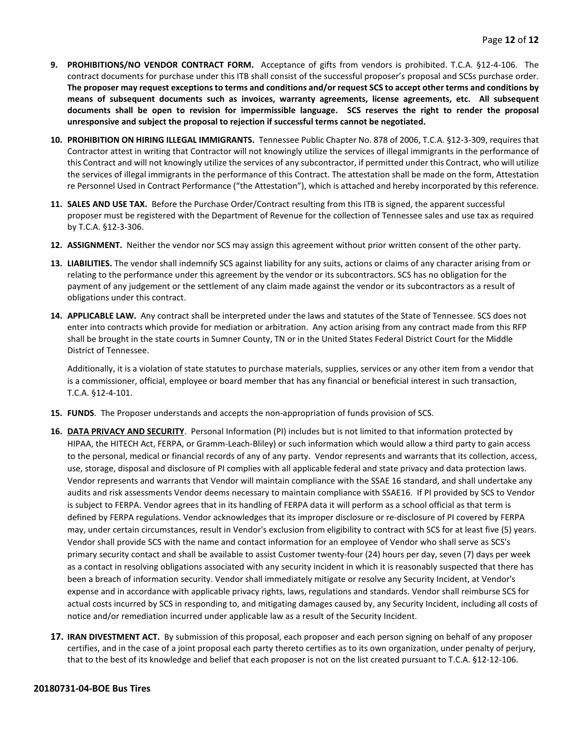9. **PROHIBITIONS/NO VENDOR CONTRACT FORM.** Acceptance of gifts from vendors is prohibited. T.C.A. §12-4-106. The contract documents for purchase under this ITB shall consist of the successful proposer's proposal and SCSs purchase order. **The proposer may request exceptions to terms and conditions and/or request SCS to accept other terms and conditions by means of subsequent documents such as invoices, warranty agreements, license agreements, etc. All subsequent documents shall be open to revision for impermissible language. SCS reserves the right to render the proposal unresponsive and subject the proposal to rejection if successful terms cannot be negotiated.**

10. **PROHIBITION ON HIRING ILLEGAL IMMIGRANTS.** Tennessee Public Chapter No. 878 of 2006, T.C.A. §12-3-309, requires that Contractor attest in writing that Contractor will not knowingly utilize the services of illegal immigrants in the performance of this Contract and will not knowingly utilize the services of any subcontractor, if permitted under this Contract, who will utilize the services of illegal immigrants in the performance of this Contract. The attestation shall be made on the form, Attestation re Personnel Used in Contract Performance ("the Attestation"), which is attached and hereby incorporated by this reference.

11. **SALES AND USE TAX.** Before the Purchase Order/Contract resulting from this ITB is signed, the apparent successful proposer must be registered with the Department of Revenue for the collection of Tennessee sales and use tax as required by T.C.A. §12-3-306.

12. **ASSIGNMENT.** Neither the vendor nor SCS may assign this agreement without prior written consent of the other party.

13. **LIABILITIES.** The vendor shall indemnify SCS against liability for any suits, actions or claims of any character arising from or relating to the performance under this agreement by the vendor or its subcontractors. SCS has no obligation for the payment of any judgement or the settlement of any claim made against the vendor or its subcontractors as a result of obligations under this contract.

14. **APPLICABLE LAW.** Any contract shall be interpreted under the laws and statutes of the State of Tennessee. SCS does not enter into contracts which provide for mediation or arbitration. Any action arising from any contract made from this RFP shall be brought in the state courts in Sumner County, TN or in the United States Federal District Court for the Middle District of Tennessee.

    Additionally, it is a violation of state statutes to purchase materials, supplies, services or any other item from a vendor that is a commissioner, official, employee or board member that has any financial or beneficial interest in such transaction, T.C.A. §12-4-101.

15. **FUNDS**. The Proposer understands and accepts the non-appropriation of funds provision of SCS.

16. **<u>DATA PRIVACY AND SECURITY</u>**. Personal Information (PI) includes but is not limited to that information protected by HIPAA, the HITECH Act, FERPA, or Gramm-Leach-Bliley) or such information which would allow a third party to gain access to the personal, medical or financial records of any of any party. Vendor represents and warrants that its collection, access, use, storage, disposal and disclosure of PI complies with all applicable federal and state privacy and data protection laws. Vendor represents and warrants that Vendor will maintain compliance with the SSAE 16 standard, and shall undertake any audits and risk assessments Vendor deems necessary to maintain compliance with SSAE16. If PI provided by SCS to Vendor is subject to FERPA. Vendor agrees that in its handling of FERPA data it will perform as a school official as that term is defined by FERPA regulations. Vendor acknowledges that its improper disclosure or re-disclosure of PI covered by FERPA may, under certain circumstances, result in Vendor's exclusion from eligibility to contract with SCS for at least five (5) years. Vendor shall provide SCS with the name and contact information for an employee of Vendor who shall serve as SCS's primary security contact and shall be available to assist Customer twenty-four (24) hours per day, seven (7) days per week as a contact in resolving obligations associated with any security incident in which it is reasonably suspected that there has been a breach of information security. Vendor shall immediately mitigate or resolve any Security Incident, at Vendor's expense and in accordance with applicable privacy rights, laws, regulations and standards. Vendor shall reimburse SCS for actual costs incurred by SCS in responding to, and mitigating damages caused by, any Security Incident, including all costs of notice and/or remediation incurred under applicable law as a result of the Security Incident.

17. **IRAN DIVESTMENT ACT.** By submission of this proposal, each proposer and each person signing on behalf of any proposer certifies, and in the case of a joint proposal each party thereto certifies as to its own organization, under penalty of perjury, that to the best of its knowledge and belief that each proposer is not on the list created pursuant to T.C.A. §12-12-106.